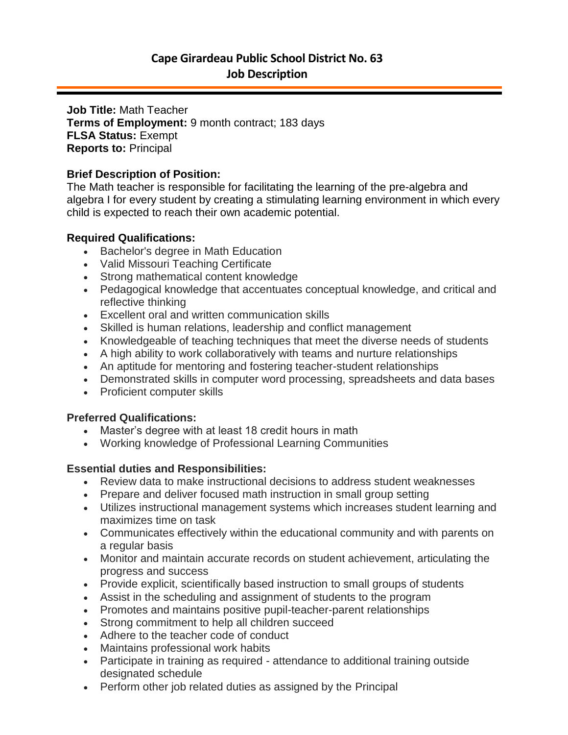# Cape Girardeau Public School District No. 63
## Job Description

**Job Title:** Math Teacher
**Terms of Employment:** 9 month contract; 183 days
**FLSA Status:** Exempt
**Reports to:** Principal

### Brief Description of Position:

The Math teacher is responsible for facilitating the learning of the pre-algebra and algebra I for every student by creating a stimulating learning environment in which every child is expected to reach their own academic potential.

### Required Qualifications:

- Bachelor's degree in Math Education
- Valid Missouri Teaching Certificate
- Strong mathematical content knowledge
- Pedagogical knowledge that accentuates conceptual knowledge, and critical and reflective thinking
- Excellent oral and written communication skills
- Skilled is human relations, leadership and conflict management
- Knowledgeable of teaching techniques that meet the diverse needs of students
- A high ability to work collaboratively with teams and nurture relationships
- An aptitude for mentoring and fostering teacher-student relationships
- Demonstrated skills in computer word processing, spreadsheets and data bases
- Proficient computer skills

### Preferred Qualifications:

- Master's degree with at least 18 credit hours in math
- Working knowledge of Professional Learning Communities

### Essential duties and Responsibilities:

- Review data to make instructional decisions to address student weaknesses
- Prepare and deliver focused math instruction in small group setting
- Utilizes instructional management systems which increases student learning and maximizes time on task
- Communicates effectively within the educational community and with parents on a regular basis
- Monitor and maintain accurate records on student achievement, articulating the progress and success
- Provide explicit, scientifically based instruction to small groups of students
- Assist in the scheduling and assignment of students to the program
- Promotes and maintains positive pupil-teacher-parent relationships
- Strong commitment to help all children succeed
- Adhere to the teacher code of conduct
- Maintains professional work habits
- Participate in training as required - attendance to additional training outside designated schedule
- Perform other job related duties as assigned by the Principal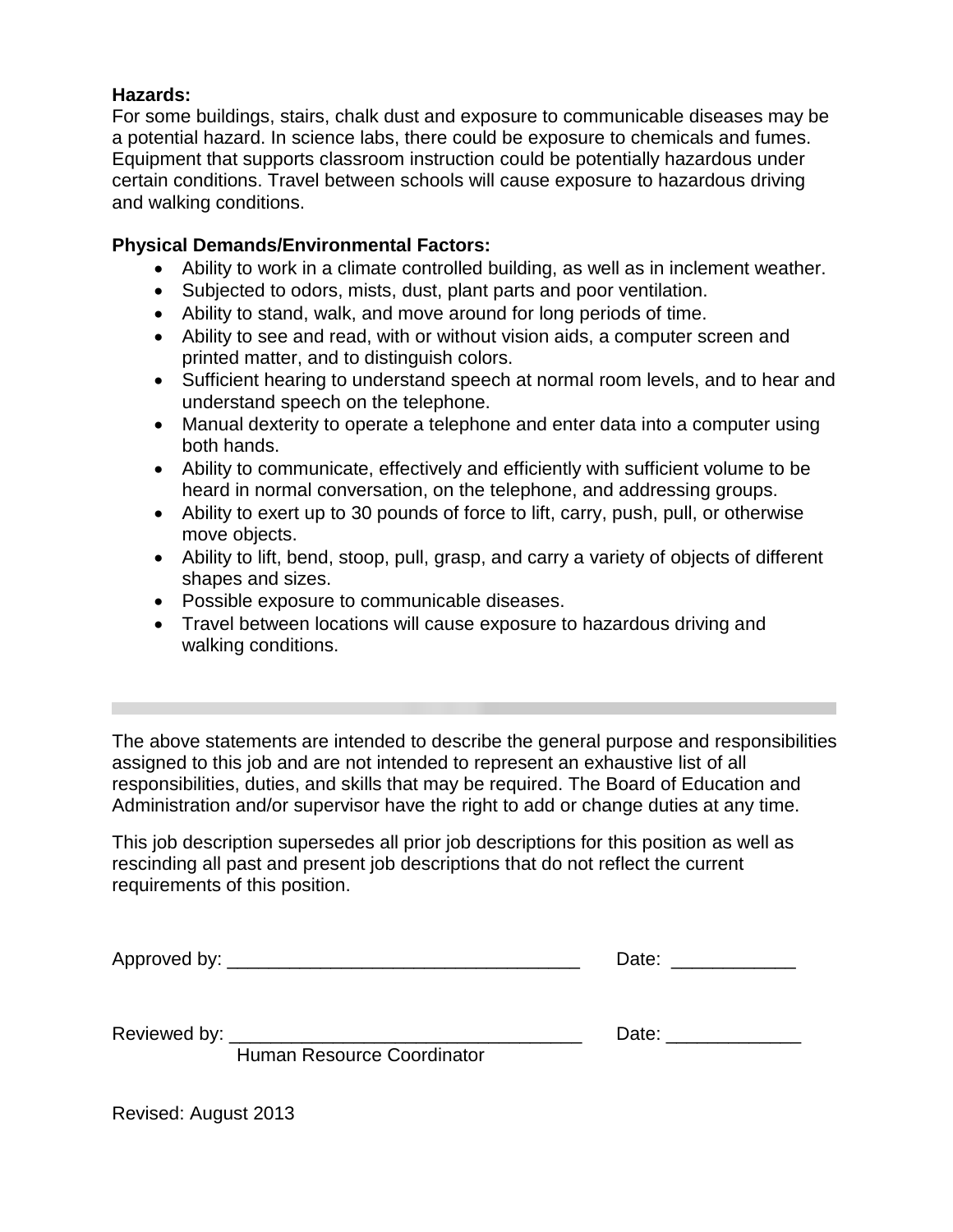**Hazards:**
For some buildings, stairs, chalk dust and exposure to communicable diseases may be a potential hazard. In science labs, there could be exposure to chemicals and fumes. Equipment that supports classroom instruction could be potentially hazardous under certain conditions. Travel between schools will cause exposure to hazardous driving and walking conditions.

**Physical Demands/Environmental Factors:**

- Ability to work in a climate controlled building, as well as in inclement weather.
- Subjected to odors, mists, dust, plant parts and poor ventilation.
- Ability to stand, walk, and move around for long periods of time.
- Ability to see and read, with or without vision aids, a computer screen and printed matter, and to distinguish colors.
- Sufficient hearing to understand speech at normal room levels, and to hear and understand speech on the telephone.
- Manual dexterity to operate a telephone and enter data into a computer using both hands.
- Ability to communicate, effectively and efficiently with sufficient volume to be heard in normal conversation, on the telephone, and addressing groups.
- Ability to exert up to 30 pounds of force to lift, carry, push, pull, or otherwise move objects.
- Ability to lift, bend, stoop, pull, grasp, and carry a variety of objects of different shapes and sizes.
- Possible exposure to communicable diseases.
- Travel between locations will cause exposure to hazardous driving and walking conditions.

---

The above statements are intended to describe the general purpose and responsibilities assigned to this job and are not intended to represent an exhaustive list of all responsibilities, duties, and skills that may be required. The Board of Education and Administration and/or supervisor have the right to add or change duties at any time.

This job description supersedes all prior job descriptions for this position as well as rescinding all past and present job descriptions that do not reflect the current requirements of this position.

Approved by: ___________________________________ Date: ____________

Reviewed by: ___________________________________ Date: _____________
Human Resource Coordinator

Revised: August 2013